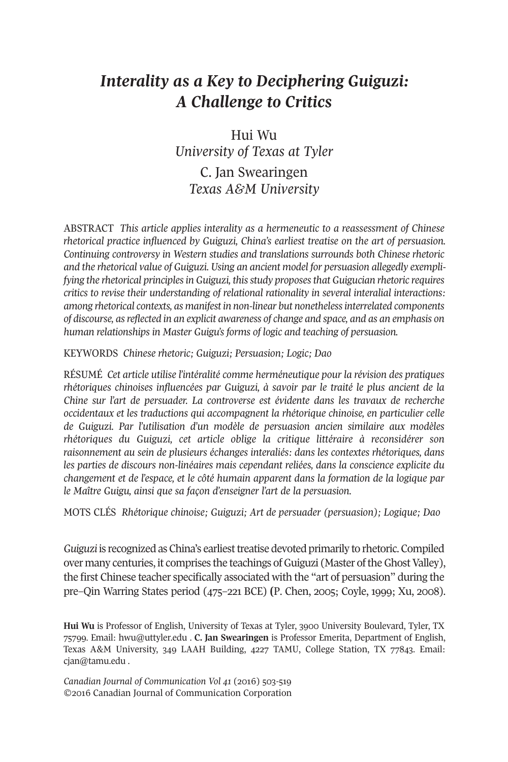# *Interality as a Key to Deciphering Guiguzi: A Challenge to Critics*

Hui Wu
*University of Texas at Tyler*

C. Jan Swearingen
*Texas A&M University*

ABSTRACT *This article applies interality as a hermeneutic to a reassessment of Chinese rhetorical practice influenced by Guiguzi, China's earliest treatise on the art of persuasion. Continuing controversy in Western studies and translations surrounds both Chinese rhetoric and the rhetorical value of Guiguzi. Using an ancient model for persuasion allegedly exemplifying the rhetorical principles in Guiguzi, this study proposes that Guigucian rhetoric requires critics to revise their understanding of relational rationality in several interalial interactions: among rhetorical contexts, as manifest in non-linear but nonetheless interrelated components of discourse, as reflected in an explicit awareness of change and space, and as an emphasis on human relationships in Master Guigu's forms of logic and teaching of persuasion.*

KEYWORDS *Chinese rhetoric; Guiguzi; Persuasion; Logic; Dao*

RÉSUMÉ *Cet article utilise l'intéralité comme herméneutique pour la révision des pratiques rhétoriques chinoises influencées par Guiguzi, à savoir par le traité le plus ancient de la Chine sur l'art de persuader. La controverse est évidente dans les travaux de recherche occidentaux et les traductions qui accompagnent la rhétorique chinoise, en particulier celle de Guiguzi. Par l'utilisation d'un modèle de persuasion ancien similaire aux modèles rhétoriques du Guiguzi, cet article oblige la critique littéraire à reconsidérer son raisonnement au sein de plusieurs échanges interaliés: dans les contextes rhétoriques, dans les parties de discours non-linéaires mais cependant reliées, dans la conscience explicite du changement et de l'espace, et le côté humain apparent dans la formation de la logique par le Maître Guigu, ainsi que sa façon d'enseigner l'art de la persuasion.*

MOTS CLÉS *Rhétorique chinoise; Guiguzi; Art de persuader (persuasion); Logique; Dao*

*Guiguzi* is recognized as China's earliest treatise devoted primarily to rhetoric. Compiled over many centuries, it comprises the teachings of Guiguzi (Master of the Ghost Valley), the first Chinese teacher specifically associated with the "art of persuasion" during the pre–Qin Warring States period (475–221 BCE) (P. Chen, 2005; Coyle, 1999; Xu, 2008).

**Hui Wu** is Professor of English, University of Texas at Tyler, 3900 University Boulevard, Tyler, TX 75799. Email: hwu@uttyler.edu . **C. Jan Swearingen** is Professor Emerita, Department of English, Texas A&M University, 349 LAAH Building, 4227 TAMU, College Station, TX 77843. Email: cjan@tamu.edu .

*Canadian Journal of Communication Vol 41* (2016) 503-519
©2016 Canadian Journal of Communication Corporation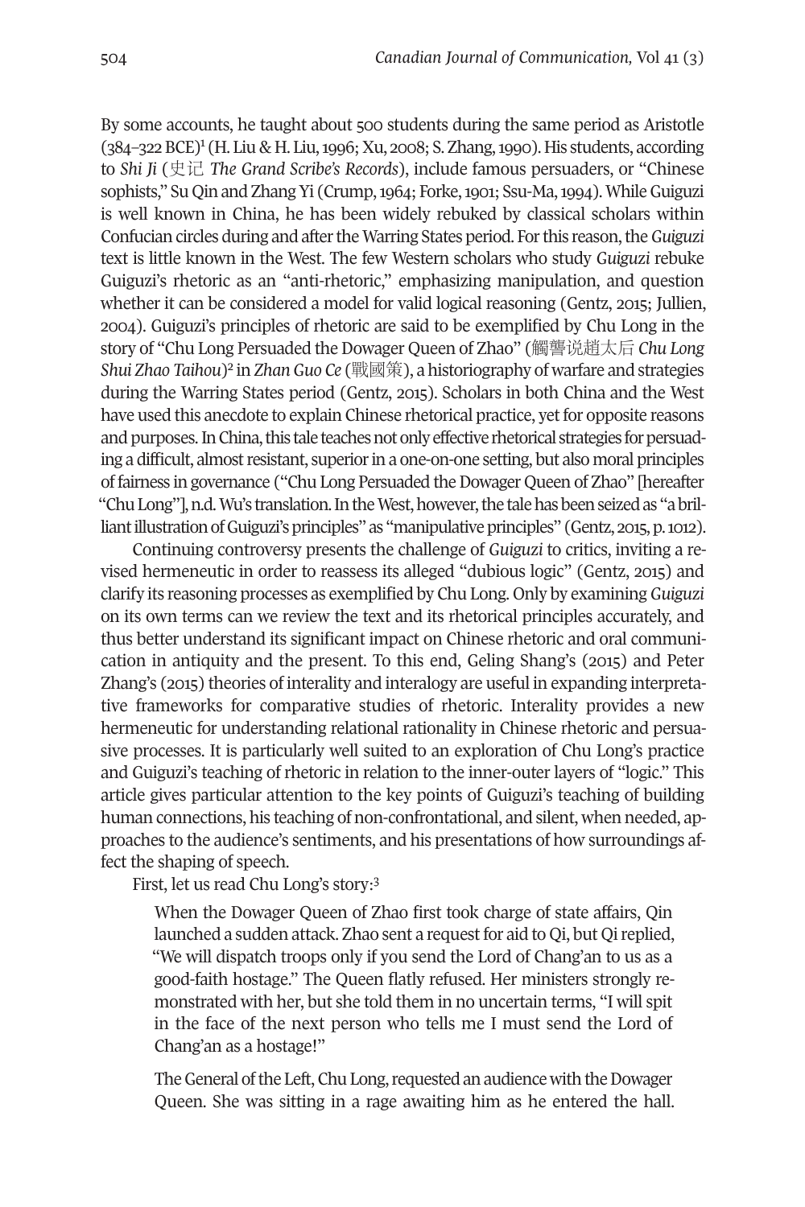By some accounts, he taught about 500 students during the same period as Aristotle (384–322 BCE)[1] (H. Liu & H. Liu, 1996; Xu, 2008; S. Zhang, 1990). His students, according to *Shi Ji* (史记 *The Grand Scribe's Records*), include famous persuaders, or "Chinese sophists," Su Qin and Zhang Yi (Crump, 1964; Forke, 1901; Ssu-Ma, 1994). While Guiguzi is well known in China, he has been widely rebuked by classical scholars within Confucian circles during and after the Warring States period. For this reason, the *Guiguzi* text is little known in the West. The few Western scholars who study *Guiguzi* rebuke Guiguzi's rhetoric as an "anti-rhetoric," emphasizing manipulation, and question whether it can be considered a model for valid logical reasoning (Gentz, 2015; Jullien, 2004). Guiguzi's principles of rhetoric are said to be exemplified by Chu Long in the story of "Chu Long Persuaded the Dowager Queen of Zhao" (觸讋说趙太后 *Chu Long Shui Zhao Taihou*)[2] in *Zhan Guo Ce* (戰國策), a historiography of warfare and strategies during the Warring States period (Gentz, 2015). Scholars in both China and the West have used this anecdote to explain Chinese rhetorical practice, yet for opposite reasons and purposes. In China, this tale teaches not only effective rhetorical strategies for persuading a difficult, almost resistant, superior in a one-on-one setting, but also moral principles of fairness in governance ("Chu Long Persuaded the Dowager Queen of Zhao" [hereafter "Chu Long"], n.d. Wu's translation. In the West, however, the tale has been seized as "a brilliant illustration of Guiguzi's principles" as "manipulative principles" (Gentz, 2015, p. 1012).

Continuing controversy presents the challenge of *Guiguzi* to critics, inviting a revised hermeneutic in order to reassess its alleged "dubious logic" (Gentz, 2015) and clarify its reasoning processes as exemplified by Chu Long. Only by examining *Guiguzi* on its own terms can we review the text and its rhetorical principles accurately, and thus better understand its significant impact on Chinese rhetoric and oral communication in antiquity and the present. To this end, Geling Shang's (2015) and Peter Zhang's (2015) theories of interality and interalogy are useful in expanding interpretative frameworks for comparative studies of rhetoric. Interality provides a new hermeneutic for understanding relational rationality in Chinese rhetoric and persuasive processes. It is particularly well suited to an exploration of Chu Long's practice and Guiguzi's teaching of rhetoric in relation to the inner-outer layers of "logic." This article gives particular attention to the key points of Guiguzi's teaching of building human connections, his teaching of non-confrontational, and silent, when needed, approaches to the audience's sentiments, and his presentations of how surroundings affect the shaping of speech.

First, let us read Chu Long's story:[3]

> When the Dowager Queen of Zhao first took charge of state affairs, Qin launched a sudden attack. Zhao sent a request for aid to Qi, but Qi replied, "We will dispatch troops only if you send the Lord of Chang'an to us as a good-faith hostage." The Queen flatly refused. Her ministers strongly remonstrated with her, but she told them in no uncertain terms, "I will spit in the face of the next person who tells me I must send the Lord of Chang'an as a hostage!"
>
> The General of the Left, Chu Long, requested an audience with the Dowager Queen. She was sitting in a rage awaiting him as he entered the hall.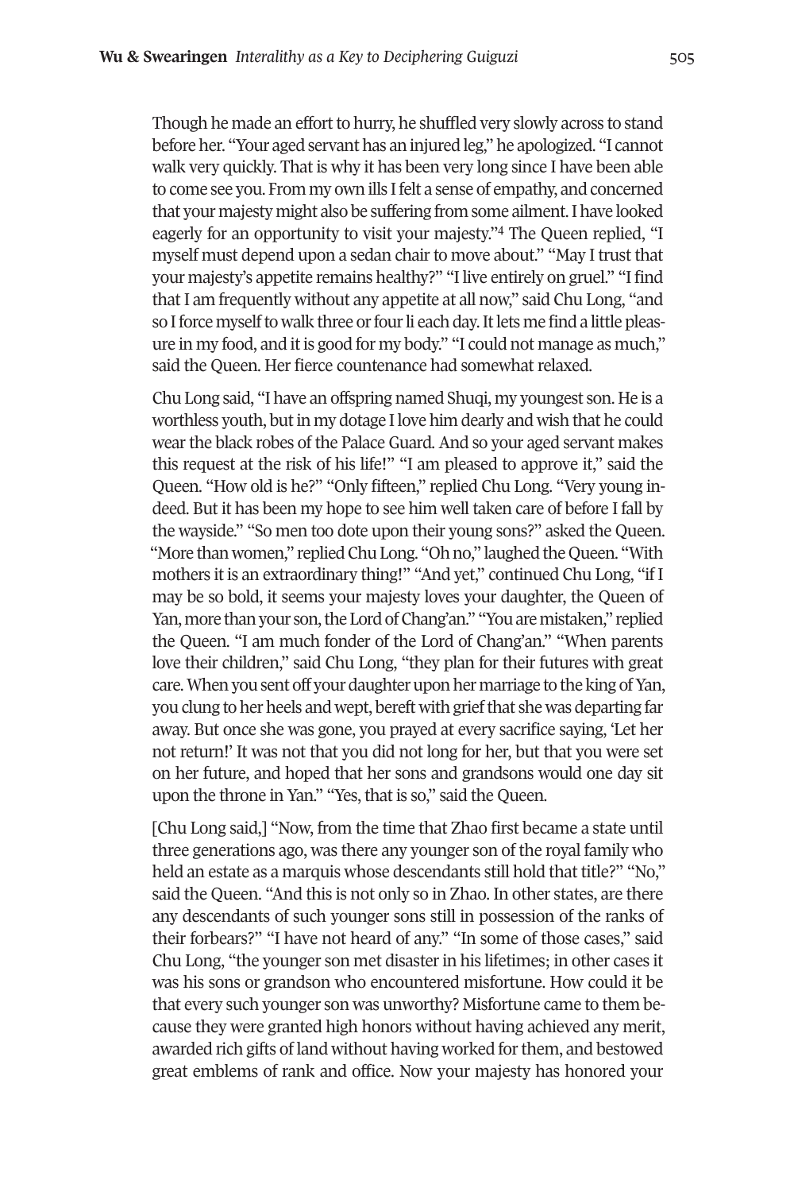Though he made an effort to hurry, he shuffled very slowly across to stand before her. "Your aged servant has an injured leg," he apologized. "I cannot walk very quickly. That is why it has been very long since I have been able to come see you. From my own ills I felt a sense of empathy, and concerned that your majesty might also be suffering from some ailment. I have looked eagerly for an opportunity to visit your majesty."[4] The Queen replied, "I myself must depend upon a sedan chair to move about." "May I trust that your majesty's appetite remains healthy?" "I live entirely on gruel." "I find that I am frequently without any appetite at all now," said Chu Long, "and so I force myself to walk three or four li each day. It lets me find a little pleasure in my food, and it is good for my body." "I could not manage as much," said the Queen. Her fierce countenance had somewhat relaxed.

Chu Long said, "I have an offspring named Shuqi, my youngest son. He is a worthless youth, but in my dotage I love him dearly and wish that he could wear the black robes of the Palace Guard. And so your aged servant makes this request at the risk of his life!" "I am pleased to approve it," said the Queen. "How old is he?" "Only fifteen," replied Chu Long. "Very young indeed. But it has been my hope to see him well taken care of before I fall by the wayside." "So men too dote upon their young sons?" asked the Queen. "More than women," replied Chu Long. "Oh no," laughed the Queen. "With mothers it is an extraordinary thing!" "And yet," continued Chu Long, "if I may be so bold, it seems your majesty loves your daughter, the Queen of Yan, more than your son, the Lord of Chang'an." "You are mistaken," replied the Queen. "I am much fonder of the Lord of Chang'an." "When parents love their children," said Chu Long, "they plan for their futures with great care. When you sent off your daughter upon her marriage to the king of Yan, you clung to her heels and wept, bereft with grief that she was departing far away. But once she was gone, you prayed at every sacrifice saying, 'Let her not return!' It was not that you did not long for her, but that you were set on her future, and hoped that her sons and grandsons would one day sit upon the throne in Yan." "Yes, that is so," said the Queen.

[Chu Long said,] "Now, from the time that Zhao first became a state until three generations ago, was there any younger son of the royal family who held an estate as a marquis whose descendants still hold that title?" "No," said the Queen. "And this is not only so in Zhao. In other states, are there any descendants of such younger sons still in possession of the ranks of their forbears?" "I have not heard of any." "In some of those cases," said Chu Long, "the younger son met disaster in his lifetimes; in other cases it was his sons or grandson who encountered misfortune. How could it be that every such younger son was unworthy? Misfortune came to them because they were granted high honors without having achieved any merit, awarded rich gifts of land without having worked for them, and bestowed great emblems of rank and office. Now your majesty has honored your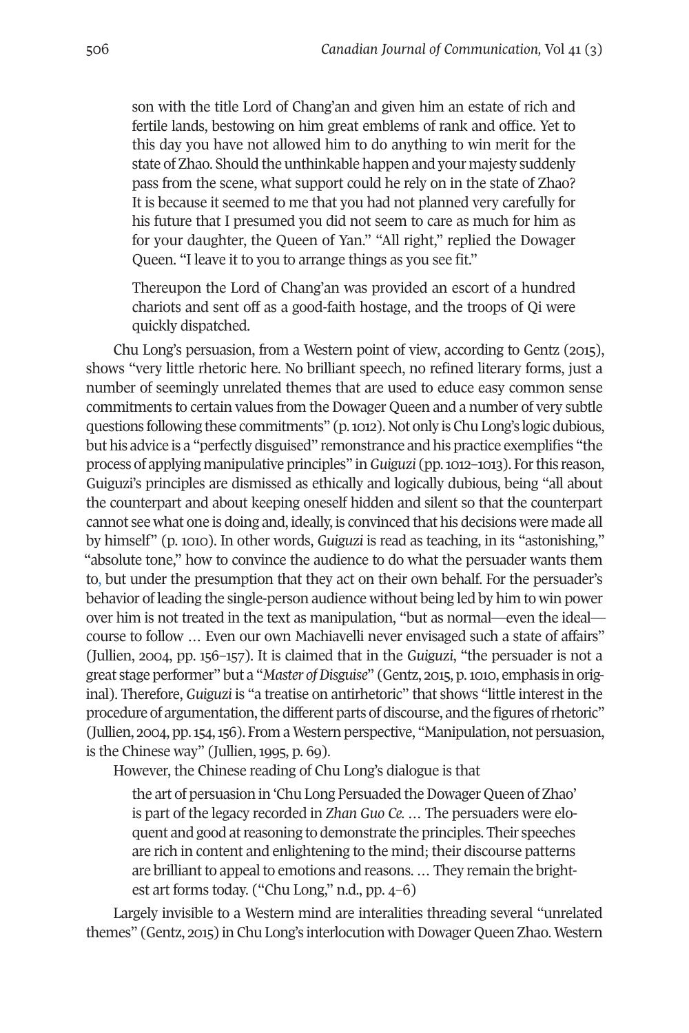> son with the title Lord of Chang'an and given him an estate of rich and fertile lands, bestowing on him great emblems of rank and office. Yet to this day you have not allowed him to do anything to win merit for the state of Zhao. Should the unthinkable happen and your majesty suddenly pass from the scene, what support could he rely on in the state of Zhao? It is because it seemed to me that you had not planned very carefully for his future that I presumed you did not seem to care as much for him as for your daughter, the Queen of Yan." "All right," replied the Dowager Queen. "I leave it to you to arrange things as you see fit."
>
> Thereupon the Lord of Chang'an was provided an escort of a hundred chariots and sent off as a good-faith hostage, and the troops of Qi were quickly dispatched.

Chu Long's persuasion, from a Western point of view, according to Gentz (2015), shows "very little rhetoric here. No brilliant speech, no refined literary forms, just a number of seemingly unrelated themes that are used to educe easy common sense commitments to certain values from the Dowager Queen and a number of very subtle questions following these commitments" (p. 1012). Not only is Chu Long's logic dubious, but his advice is a "perfectly disguised" remonstrance and his practice exemplifies "the process of applying manipulative principles" in *Guiguzi* (pp. 1012–1013). For this reason, Guiguzi's principles are dismissed as ethically and logically dubious, being "all about the counterpart and about keeping oneself hidden and silent so that the counterpart cannot see what one is doing and, ideally, is convinced that his decisions were made all by himself" (p. 1010). In other words, *Guiguzi* is read as teaching, in its "astonishing," "absolute tone," how to convince the audience to do what the persuader wants them to, but under the presumption that they act on their own behalf. For the persuader's behavior of leading the single-person audience without being led by him to win power over him is not treated in the text as manipulation, "but as normal—even the ideal—course to follow … Even our own Machiavelli never envisaged such a state of affairs" (Jullien, 2004, pp. 156–157). It is claimed that in the *Guiguzi*, "the persuader is not a great stage performer" but a "*Master of Disguise*" (Gentz, 2015, p. 1010, emphasis in original). Therefore, *Guiguzi* is "a treatise on antirhetoric" that shows "little interest in the procedure of argumentation, the different parts of discourse, and the figures of rhetoric" (Jullien, 2004, pp. 154, 156). From a Western perspective, "Manipulation, not persuasion, is the Chinese way" (Jullien, 1995, p. 69).

However, the Chinese reading of Chu Long's dialogue is that

> the art of persuasion in 'Chu Long Persuaded the Dowager Queen of Zhao' is part of the legacy recorded in *Zhan Guo Ce*. … The persuaders were eloquent and good at reasoning to demonstrate the principles. Their speeches are rich in content and enlightening to the mind; their discourse patterns are brilliant to appeal to emotions and reasons. … They remain the brightest art forms today. ("Chu Long," n.d., pp. 4–6)

Largely invisible to a Western mind are interalities threading several "unrelated themes" (Gentz, 2015) in Chu Long's interlocution with Dowager Queen Zhao. Western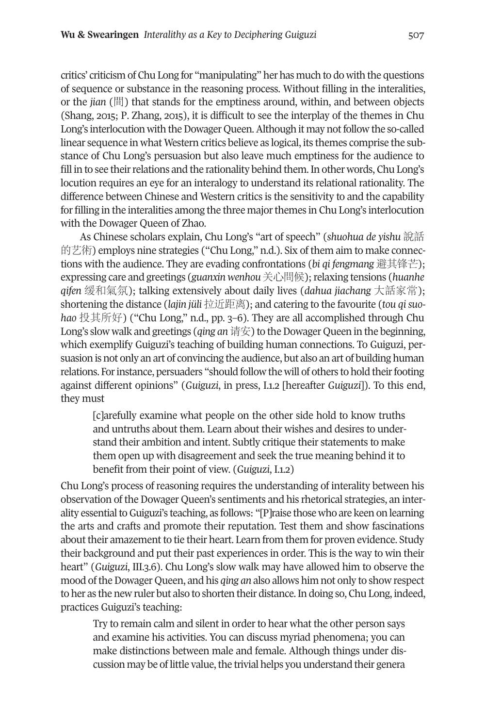critics' criticism of Chu Long for "manipulating" her has much to do with the questions of sequence or substance in the reasoning process. Without filling in the interalities, or the *jian* (間) that stands for the emptiness around, within, and between objects (Shang, 2015; P. Zhang, 2015), it is difficult to see the interplay of the themes in Chu Long's interlocution with the Dowager Queen. Although it may not follow the so-called linear sequence in what Western critics believe as logical, its themes comprise the substance of Chu Long's persuasion but also leave much emptiness for the audience to fill in to see their relations and the rationality behind them. In other words, Chu Long's locution requires an eye for an interalogy to understand its relational rationality. The difference between Chinese and Western critics is the sensitivity to and the capability for filling in the interalities among the three major themes in Chu Long's interlocution with the Dowager Queen of Zhao.

As Chinese scholars explain, Chu Long's "art of speech" (*shuohua de yishu* 說話的艺術) employs nine strategies ("Chu Long," n.d.). Six of them aim to make connections with the audience. They are evading confrontations (*bi qi fengmang* 避其锋芒); expressing care and greetings (*guanxin wenhou* 关心問候); relaxing tensions (*huanhe qifen* 缓和氣氛); talking extensively about daily lives (*dahua jiachang* 大話家常); shortening the distance (*lajin jüli* 拉近距离); and catering to the favourite (*tou qi suohao* 投其所好) ("Chu Long," n.d., pp. 3–6). They are all accomplished through Chu Long's slow walk and greetings (*qing an* 请安) to the Dowager Queen in the beginning, which exemplify Guiguzi's teaching of building human connections. To Guiguzi, persuasion is not only an art of convincing the audience, but also an art of building human relations. For instance, persuaders "should follow the will of others to hold their footing against different opinions" (*Guiguzi*, in press, I.1.2 [hereafter *Guiguzi*]). To this end, they must

> [c]arefully examine what people on the other side hold to know truths and untruths about them. Learn about their wishes and desires to understand their ambition and intent. Subtly critique their statements to make them open up with disagreement and seek the true meaning behind it to benefit from their point of view. (*Guiguzi*, I.1.2)

Chu Long's process of reasoning requires the understanding of interality between his observation of the Dowager Queen's sentiments and his rhetorical strategies, an interality essential to Guiguzi's teaching, as follows: "[P]raise those who are keen on learning the arts and crafts and promote their reputation. Test them and show fascinations about their amazement to tie their heart. Learn from them for proven evidence. Study their background and put their past experiences in order. This is the way to win their heart" (*Guiguzi*, III.3.6). Chu Long's slow walk may have allowed him to observe the mood of the Dowager Queen, and his *qing an* also allows him not only to show respect to her as the new ruler but also to shorten their distance. In doing so, Chu Long, indeed, practices Guiguzi's teaching:

> Try to remain calm and silent in order to hear what the other person says and examine his activities. You can discuss myriad phenomena; you can make distinctions between male and female. Although things under discussion may be of little value, the trivial helps you understand their genera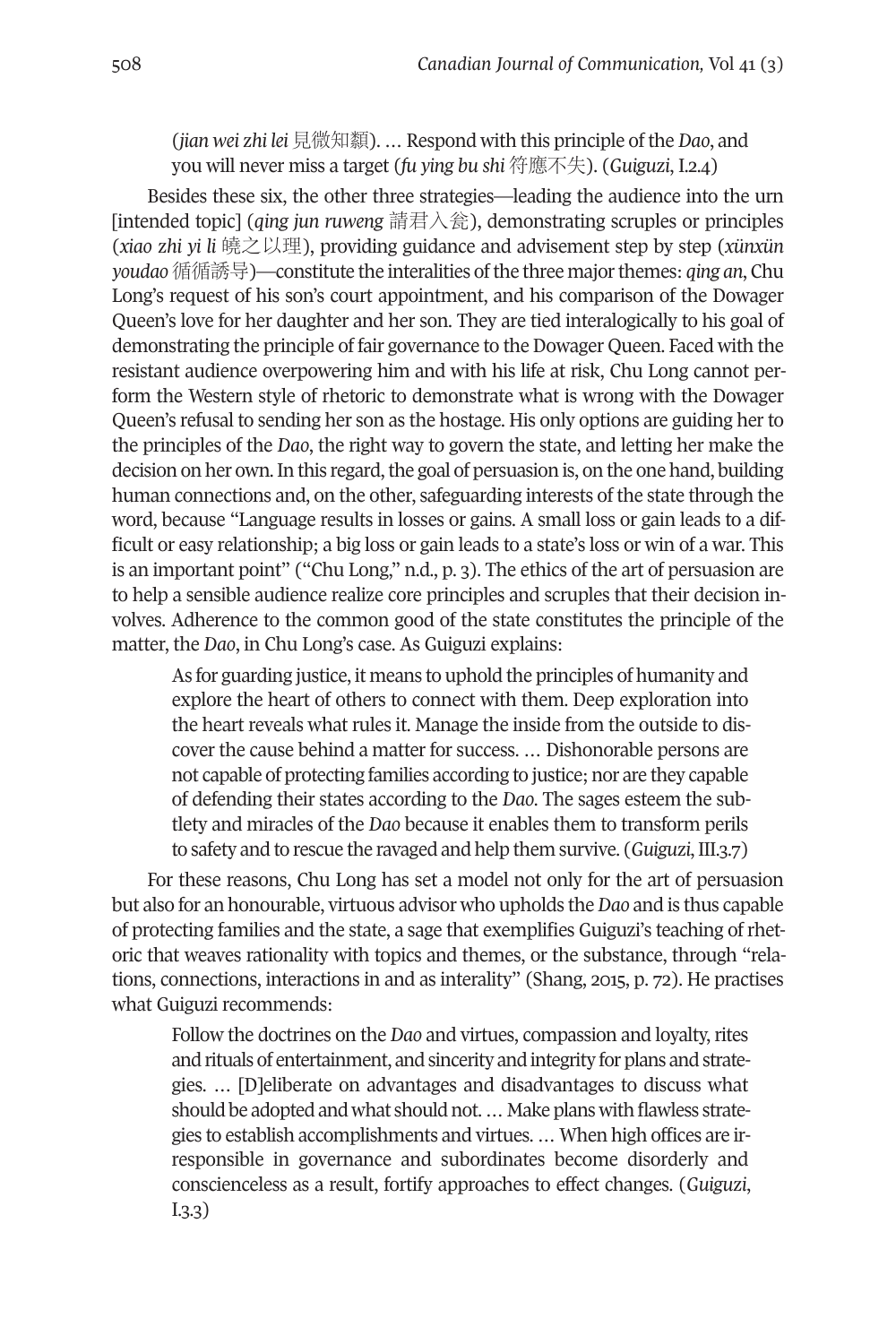> (*jian wei zhi lei* 見微知類). … Respond with this principle of the *Dao*, and you will never miss a target (*fu ying bu shi* 符應不失). (*Guiguzi*, I.2.4)

Besides these six, the other three strategies—leading the audience into the urn [intended topic] (*qing jun ruweng* 請君入瓮), demonstrating scruples or principles (*xiao zhi yi li* 曉之以理), providing guidance and advisement step by step (*xünxün youdao* 循循誘导)—constitute the interalities of the three major themes: *qing an*, Chu Long's request of his son's court appointment, and his comparison of the Dowager Queen's love for her daughter and her son. They are tied interalogically to his goal of demonstrating the principle of fair governance to the Dowager Queen. Faced with the resistant audience overpowering him and with his life at risk, Chu Long cannot perform the Western style of rhetoric to demonstrate what is wrong with the Dowager Queen's refusal to sending her son as the hostage. His only options are guiding her to the principles of the *Dao*, the right way to govern the state, and letting her make the decision on her own. In this regard, the goal of persuasion is, on the one hand, building human connections and, on the other, safeguarding interests of the state through the word, because "Language results in losses or gains. A small loss or gain leads to a difficult or easy relationship; a big loss or gain leads to a state's loss or win of a war. This is an important point" ("Chu Long," n.d., p. 3). The ethics of the art of persuasion are to help a sensible audience realize core principles and scruples that their decision involves. Adherence to the common good of the state constitutes the principle of the matter, the *Dao*, in Chu Long's case. As Guiguzi explains:

> As for guarding justice, it means to uphold the principles of humanity and explore the heart of others to connect with them. Deep exploration into the heart reveals what rules it. Manage the inside from the outside to discover the cause behind a matter for success. … Dishonorable persons are not capable of protecting families according to justice; nor are they capable of defending their states according to the *Dao*. The sages esteem the subtlety and miracles of the *Dao* because it enables them to transform perils to safety and to rescue the ravaged and help them survive. (*Guiguzi*, III.3.7)

For these reasons, Chu Long has set a model not only for the art of persuasion but also for an honourable, virtuous advisor who upholds the *Dao* and is thus capable of protecting families and the state, a sage that exemplifies Guiguzi's teaching of rhetoric that weaves rationality with topics and themes, or the substance, through "relations, connections, interactions in and as interality" (Shang, 2015, p. 72). He practises what Guiguzi recommends:

> Follow the doctrines on the *Dao* and virtues, compassion and loyalty, rites and rituals of entertainment, and sincerity and integrity for plans and strategies. … [D]eliberate on advantages and disadvantages to discuss what should be adopted and what should not. … Make plans with flawless strategies to establish accomplishments and virtues. … When high offices are irresponsible in governance and subordinates become disorderly and conscienceless as a result, fortify approaches to effect changes. (*Guiguzi*, I.3.3)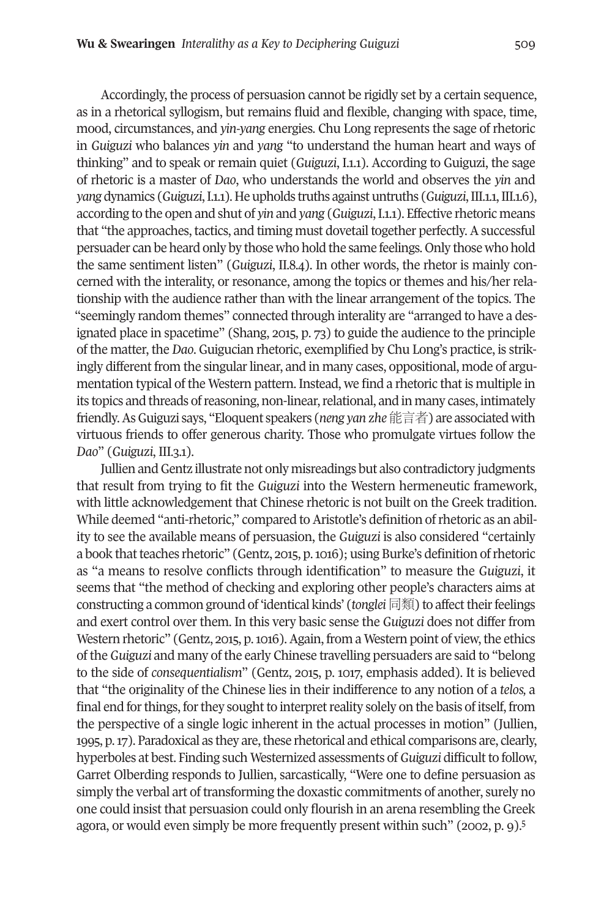Accordingly, the process of persuasion cannot be rigidly set by a certain sequence, as in a rhetorical syllogism, but remains fluid and flexible, changing with space, time, mood, circumstances, and *yin-yang* energies. Chu Long represents the sage of rhetoric in *Guiguzi* who balances *yin* and *yang* "to understand the human heart and ways of thinking" and to speak or remain quiet (*Guiguzi*, I.1.1). According to Guiguzi, the sage of rhetoric is a master of *Dao*, who understands the world and observes the *yin* and *yang* dynamics (*Guiguzi*, I.1.1). He upholds truths against untruths (*Guiguzi*, III.1.1, III.1.6), according to the open and shut of *yin* and *yang* (*Guiguzi*, I.1.1). Effective rhetoric means that "the approaches, tactics, and timing must dovetail together perfectly. A successful persuader can be heard only by those who hold the same feelings. Only those who hold the same sentiment listen" (*Guiguzi*, II.8.4). In other words, the rhetor is mainly concerned with the interality, or resonance, among the topics or themes and his/her relationship with the audience rather than with the linear arrangement of the topics. The "seemingly random themes" connected through interality are "arranged to have a designated place in spacetime" (Shang, 2015, p. 73) to guide the audience to the principle of the matter, the *Dao*. Guigucian rhetoric, exemplified by Chu Long's practice, is strikingly different from the singular linear, and in many cases, oppositional, mode of argumentation typical of the Western pattern. Instead, we find a rhetoric that is multiple in its topics and threads of reasoning, non-linear, relational, and in many cases, intimately friendly. As Guiguzi says, "Eloquent speakers (*neng yan zhe* 能言者) are associated with virtuous friends to offer generous charity. Those who promulgate virtues follow the *Dao*" (*Guiguzi*, III.3.1).

Jullien and Gentz illustrate not only misreadings but also contradictory judgments that result from trying to fit the *Guiguzi* into the Western hermeneutic framework, with little acknowledgement that Chinese rhetoric is not built on the Greek tradition. While deemed "anti-rhetoric," compared to Aristotle's definition of rhetoric as an ability to see the available means of persuasion, the *Guiguzi* is also considered "certainly a book that teaches rhetoric" (Gentz, 2015, p. 1016); using Burke's definition of rhetoric as "a means to resolve conflicts through identification" to measure the *Guiguzi*, it seems that "the method of checking and exploring other people's characters aims at constructing a common ground of 'identical kinds' (*tonglei* 同類) to affect their feelings and exert control over them. In this very basic sense the *Guiguzi* does not differ from Western rhetoric" (Gentz, 2015, p. 1016). Again, from a Western point of view, the ethics of the *Guiguzi* and many of the early Chinese travelling persuaders are said to "belong to the side of *consequentialism*" (Gentz, 2015, p. 1017, emphasis added). It is believed that "the originality of the Chinese lies in their indifference to any notion of a *telos,* a final end for things, for they sought to interpret reality solely on the basis of itself, from the perspective of a single logic inherent in the actual processes in motion" (Jullien, 1995, p. 17). Paradoxical as they are, these rhetorical and ethical comparisons are, clearly, hyperboles at best. Finding such Westernized assessments of *Guiguzi* difficult to follow, Garret Olberding responds to Jullien, sarcastically, "Were one to define persuasion as simply the verbal art of transforming the doxastic commitments of another, surely no one could insist that persuasion could only flourish in an arena resembling the Greek agora, or would even simply be more frequently present within such" (2002, p. 9).[5]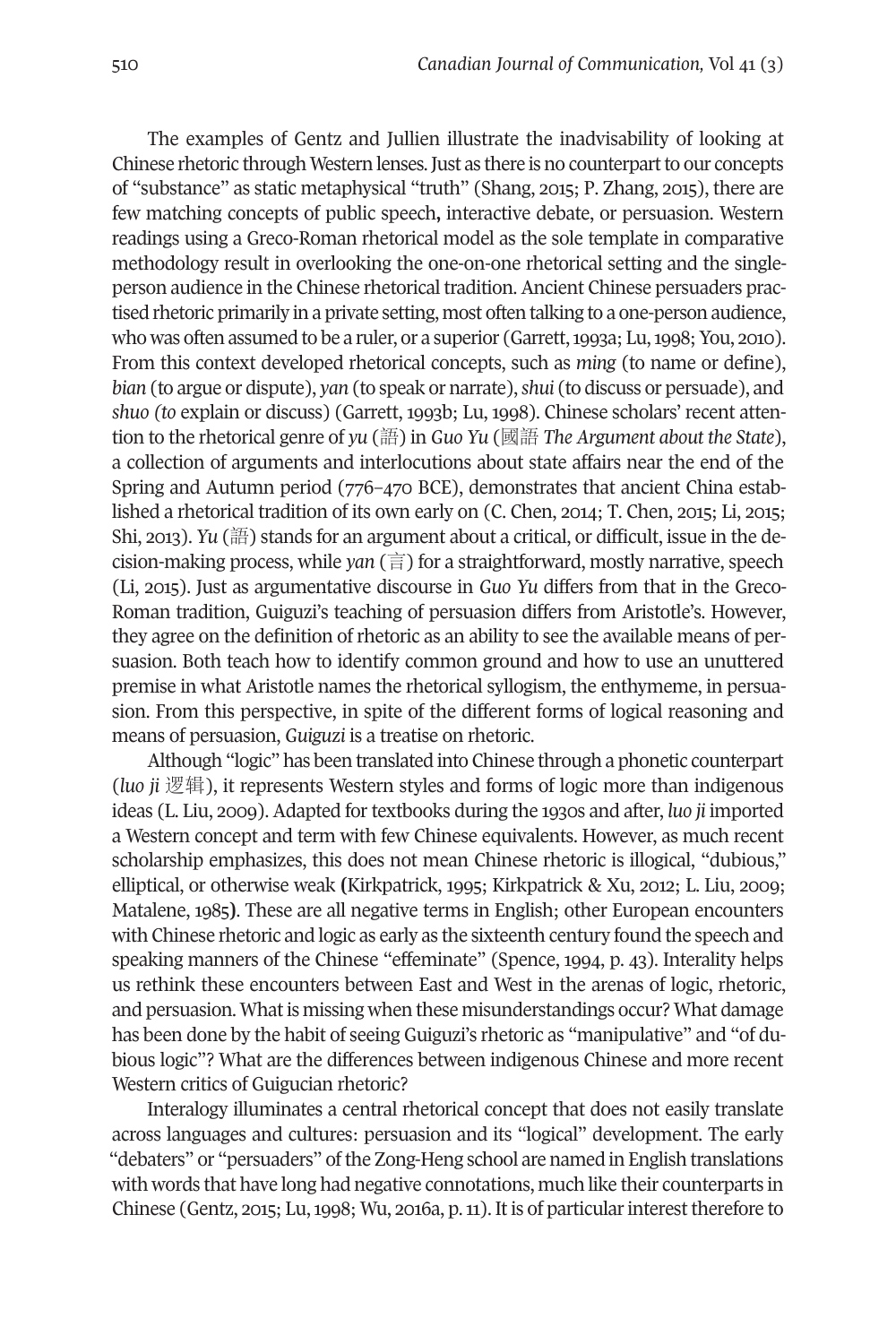The examples of Gentz and Jullien illustrate the inadvisability of looking at Chinese rhetoric through Western lenses. Just as there is no counterpart to our concepts of "substance" as static metaphysical "truth" (Shang, 2015; P. Zhang, 2015), there are few matching concepts of public speech**,** interactive debate, or persuasion. Western readings using a Greco-Roman rhetorical model as the sole template in comparative methodology result in overlooking the one-on-one rhetorical setting and the single-person audience in the Chinese rhetorical tradition. Ancient Chinese persuaders practised rhetoric primarily in a private setting, most often talking to a one-person audience, who was often assumed to be a ruler, or a superior (Garrett, 1993a; Lu, 1998; You, 2010). From this context developed rhetorical concepts, such as *ming* (to name or define), *bian* (to argue or dispute), *yan* (to speak or narrate), *shui* (to discuss or persuade), and *shuo (to* explain or discuss) (Garrett, 1993b; Lu, 1998). Chinese scholars' recent attention to the rhetorical genre of *yu* (語) in *Guo Yu* (國語 *The Argument about the State*), a collection of arguments and interlocutions about state affairs near the end of the Spring and Autumn period (776–470 BCE), demonstrates that ancient China established a rhetorical tradition of its own early on (C. Chen, 2014; T. Chen, 2015; Li, 2015; Shi, 2013). *Yu* (語) stands for an argument about a critical, or difficult, issue in the decision-making process, while *yan* (言) for a straightforward, mostly narrative, speech (Li, 2015). Just as argumentative discourse in *Guo Yu* differs from that in the Greco-Roman tradition, Guiguzi's teaching of persuasion differs from Aristotle's. However, they agree on the definition of rhetoric as an ability to see the available means of persuasion. Both teach how to identify common ground and how to use an unuttered premise in what Aristotle names the rhetorical syllogism, the enthymeme, in persuasion. From this perspective, in spite of the different forms of logical reasoning and means of persuasion, *Guiguzi* is a treatise on rhetoric.

Although "logic" has been translated into Chinese through a phonetic counterpart (*luo ji* 逻辑), it represents Western styles and forms of logic more than indigenous ideas (L. Liu, 2009). Adapted for textbooks during the 1930s and after, *luo ji* imported a Western concept and term with few Chinese equivalents. However, as much recent scholarship emphasizes, this does not mean Chinese rhetoric is illogical, "dubious," elliptical, or otherwise weak **(**Kirkpatrick, 1995; Kirkpatrick & Xu, 2012; L. Liu, 2009; Matalene, 1985**)**. These are all negative terms in English; other European encounters with Chinese rhetoric and logic as early as the sixteenth century found the speech and speaking manners of the Chinese "effeminate" (Spence, 1994, p. 43). Interality helps us rethink these encounters between East and West in the arenas of logic, rhetoric, and persuasion. What is missing when these misunderstandings occur? What damage has been done by the habit of seeing Guiguzi's rhetoric as "manipulative" and "of dubious logic"? What are the differences between indigenous Chinese and more recent Western critics of Guigucian rhetoric?

Interalogy illuminates a central rhetorical concept that does not easily translate across languages and cultures: persuasion and its "logical" development. The early "debaters" or "persuaders" of the Zong-Heng school are named in English translations with words that have long had negative connotations, much like their counterparts in Chinese (Gentz, 2015; Lu, 1998; Wu, 2016a, p. 11). It is of particular interest therefore to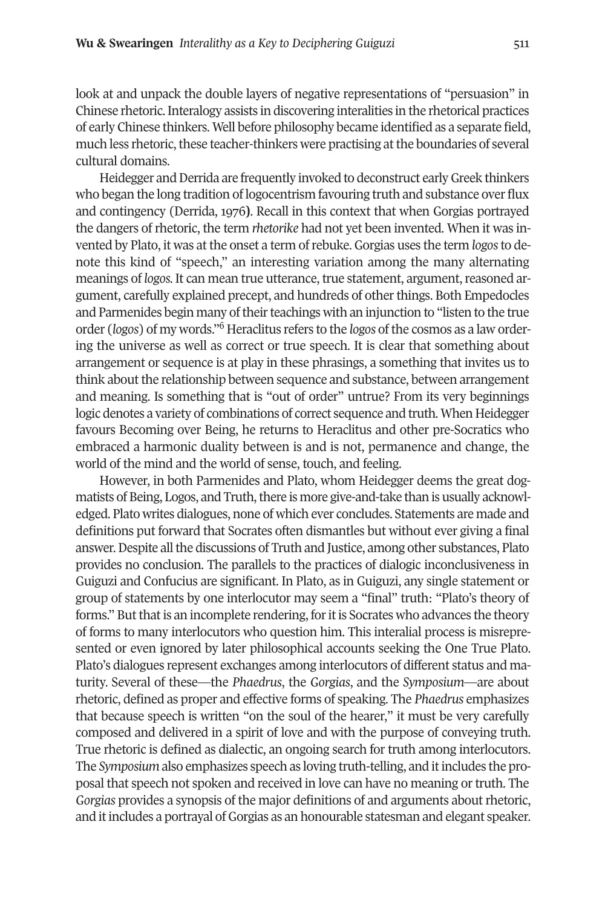look at and unpack the double layers of negative representations of "persuasion" in Chinese rhetoric. Interalogy assists in discovering interalities in the rhetorical practices of early Chinese thinkers. Well before philosophy became identified as a separate field, much less rhetoric, these teacher-thinkers were practising at the boundaries of several cultural domains.

Heidegger and Derrida are frequently invoked to deconstruct early Greek thinkers who began the long tradition of logocentrism favouring truth and substance over flux and contingency (Derrida, 1976**)**. Recall in this context that when Gorgias portrayed the dangers of rhetoric, the term *rhetorike* had not yet been invented. When it was invented by Plato, it was at the onset a term of rebuke. Gorgias uses the term *logos* to denote this kind of "speech," an interesting variation among the many alternating meanings of *logos*. It can mean true utterance, true statement, argument, reasoned argument, carefully explained precept, and hundreds of other things. Both Empedocles and Parmenides begin many of their teachings with an injunction to "listen to the true order (*logos*) of my words."[6] Heraclitus refers to the *logos* of the cosmos as a law ordering the universe as well as correct or true speech. It is clear that something about arrangement or sequence is at play in these phrasings, a something that invites us to think about the relationship between sequence and substance, between arrangement and meaning. Is something that is "out of order" untrue? From its very beginnings logic denotes a variety of combinations of correct sequence and truth. When Heidegger favours Becoming over Being, he returns to Heraclitus and other pre-Socratics who embraced a harmonic duality between is and is not, permanence and change, the world of the mind and the world of sense, touch, and feeling.

However, in both Parmenides and Plato, whom Heidegger deems the great dogmatists of Being, Logos, and Truth, there is more give-and-take than is usually acknowledged. Plato writes dialogues, none of which ever concludes. Statements are made and definitions put forward that Socrates often dismantles but without ever giving a final answer. Despite all the discussions of Truth and Justice, among other substances, Plato provides no conclusion. The parallels to the practices of dialogic inconclusiveness in Guiguzi and Confucius are significant. In Plato, as in Guiguzi, any single statement or group of statements by one interlocutor may seem a "final" truth: "Plato's theory of forms." But that is an incomplete rendering, for it is Socrates who advances the theory of forms to many interlocutors who question him. This interalial process is misrepresented or even ignored by later philosophical accounts seeking the One True Plato. Plato's dialogues represent exchanges among interlocutors of different status and maturity. Several of these—the *Phaedrus*, the *Gorgias*, and the *Symposium*—are about rhetoric, defined as proper and effective forms of speaking. The *Phaedrus* emphasizes that because speech is written "on the soul of the hearer," it must be very carefully composed and delivered in a spirit of love and with the purpose of conveying truth. True rhetoric is defined as dialectic, an ongoing search for truth among interlocutors. The *Symposium* also emphasizes speech as loving truth-telling, and it includes the proposal that speech not spoken and received in love can have no meaning or truth. The *Gorgias* provides a synopsis of the major definitions of and arguments about rhetoric, and it includes a portrayal of Gorgias as an honourable statesman and elegant speaker.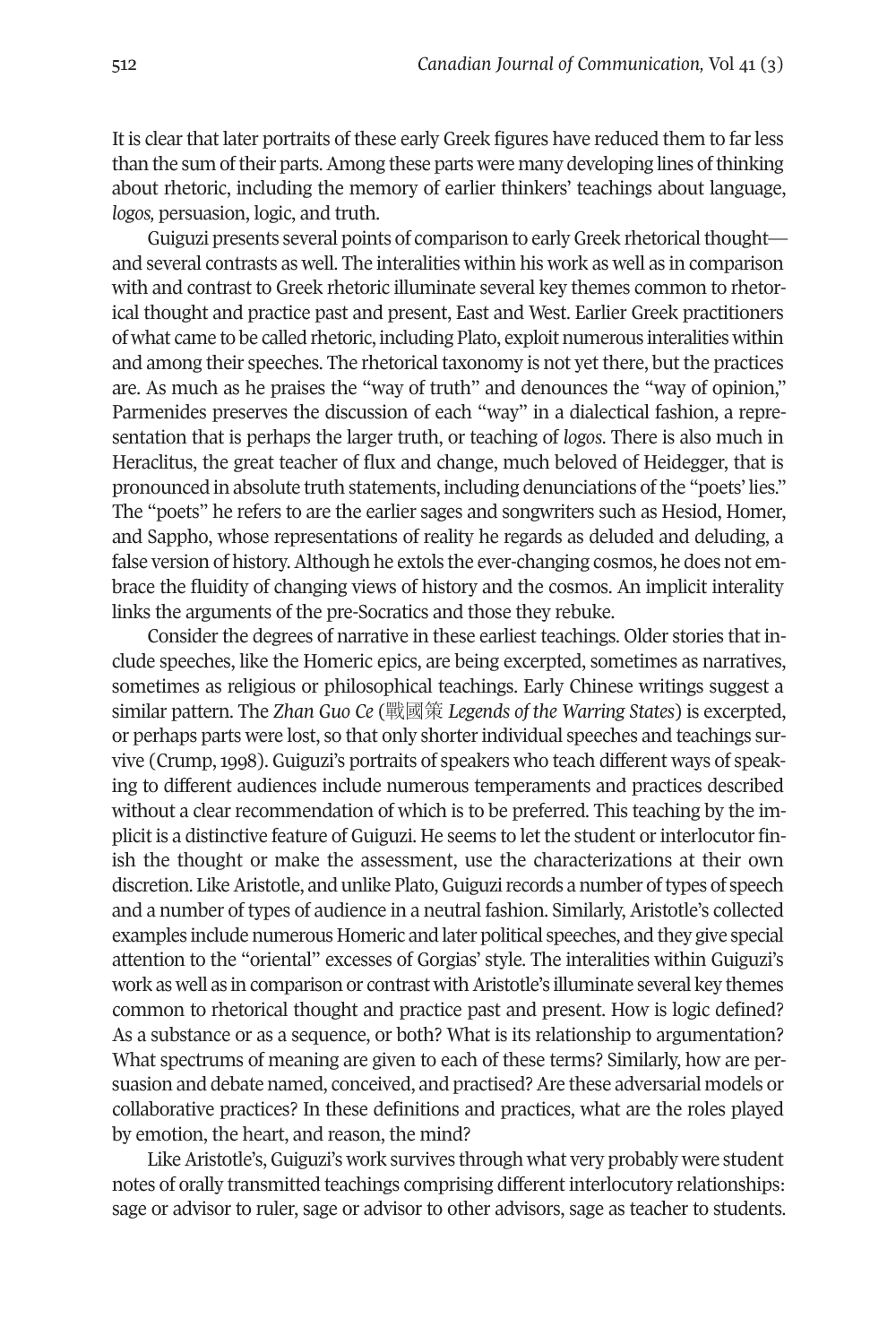It is clear that later portraits of these early Greek figures have reduced them to far less than the sum of their parts. Among these parts were many developing lines of thinking about rhetoric, including the memory of earlier thinkers' teachings about language, *logos,* persuasion, logic, and truth.

Guiguzi presents several points of comparison to early Greek rhetorical thought—and several contrasts as well. The interalities within his work as well as in comparison with and contrast to Greek rhetoric illuminate several key themes common to rhetorical thought and practice past and present, East and West. Earlier Greek practitioners of what came to be called rhetoric, including Plato, exploit numerous interalities within and among their speeches. The rhetorical taxonomy is not yet there, but the practices are. As much as he praises the "way of truth" and denounces the "way of opinion," Parmenides preserves the discussion of each "way" in a dialectical fashion, a representation that is perhaps the larger truth, or teaching of *logos*. There is also much in Heraclitus, the great teacher of flux and change, much beloved of Heidegger, that is pronounced in absolute truth statements, including denunciations of the "poets' lies." The "poets" he refers to are the earlier sages and songwriters such as Hesiod, Homer, and Sappho, whose representations of reality he regards as deluded and deluding, a false version of history. Although he extols the ever-changing cosmos, he does not embrace the fluidity of changing views of history and the cosmos. An implicit interality links the arguments of the pre-Socratics and those they rebuke.

Consider the degrees of narrative in these earliest teachings. Older stories that include speeches, like the Homeric epics, are being excerpted, sometimes as narratives, sometimes as religious or philosophical teachings. Early Chinese writings suggest a similar pattern. The *Zhan Guo Ce* (戰國策 *Legends of the Warring States*) is excerpted, or perhaps parts were lost, so that only shorter individual speeches and teachings survive (Crump, 1998). Guiguzi's portraits of speakers who teach different ways of speaking to different audiences include numerous temperaments and practices described without a clear recommendation of which is to be preferred. This teaching by the implicit is a distinctive feature of Guiguzi. He seems to let the student or interlocutor finish the thought or make the assessment, use the characterizations at their own discretion. Like Aristotle, and unlike Plato, Guiguzi records a number of types of speech and a number of types of audience in a neutral fashion. Similarly, Aristotle's collected examples include numerous Homeric and later political speeches, and they give special attention to the "oriental" excesses of Gorgias' style. The interalities within Guiguzi's work as well as in comparison or contrast with Aristotle's illuminate several key themes common to rhetorical thought and practice past and present. How is logic defined? As a substance or as a sequence, or both? What is its relationship to argumentation? What spectrums of meaning are given to each of these terms? Similarly, how are persuasion and debate named, conceived, and practised? Are these adversarial models or collaborative practices? In these definitions and practices, what are the roles played by emotion, the heart, and reason, the mind?

Like Aristotle's, Guiguzi's work survives through what very probably were student notes of orally transmitted teachings comprising different interlocutory relationships: sage or advisor to ruler, sage or advisor to other advisors, sage as teacher to students.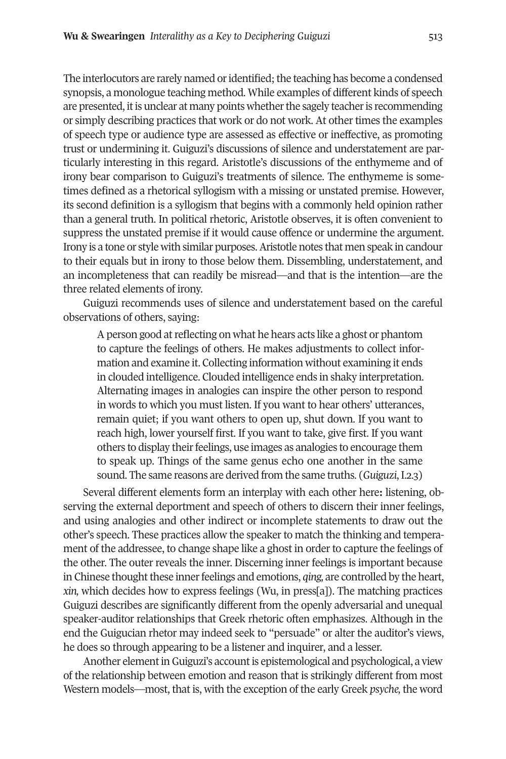The interlocutors are rarely named or identified; the teaching has become a condensed synopsis, a monologue teaching method. While examples of different kinds of speech are presented, it is unclear at many points whether the sagely teacher is recommending or simply describing practices that work or do not work. At other times the examples of speech type or audience type are assessed as effective or ineffective, as promoting trust or undermining it. Guiguzi's discussions of silence and understatement are particularly interesting in this regard. Aristotle's discussions of the enthymeme and of irony bear comparison to Guiguzi's treatments of silence. The enthymeme is sometimes defined as a rhetorical syllogism with a missing or unstated premise. However, its second definition is a syllogism that begins with a commonly held opinion rather than a general truth. In political rhetoric, Aristotle observes, it is often convenient to suppress the unstated premise if it would cause offence or undermine the argument. Irony is a tone or style with similar purposes. Aristotle notes that men speak in candour to their equals but in irony to those below them. Dissembling, understatement, and an incompleteness that can readily be misread—and that is the intention—are the three related elements of irony.

Guiguzi recommends uses of silence and understatement based on the careful observations of others, saying:

> A person good at reflecting on what he hears acts like a ghost or phantom to capture the feelings of others. He makes adjustments to collect information and examine it. Collecting information without examining it ends in clouded intelligence. Clouded intelligence ends in shaky interpretation. Alternating images in analogies can inspire the other person to respond in words to which you must listen. If you want to hear others' utterances, remain quiet; if you want others to open up, shut down. If you want to reach high, lower yourself first. If you want to take, give first. If you want others to display their feelings, use images as analogies to encourage them to speak up. Things of the same genus echo one another in the same sound. The same reasons are derived from the same truths. (*Guiguzi*, I.2.3)

Several different elements form an interplay with each other here**:** listening, observing the external deportment and speech of others to discern their inner feelings, and using analogies and other indirect or incomplete statements to draw out the other's speech. These practices allow the speaker to match the thinking and temperament of the addressee, to change shape like a ghost in order to capture the feelings of the other. The outer reveals the inner. Discerning inner feelings is important because in Chinese thought these inner feelings and emotions, *qing,* are controlled by the heart, *xin,* which decides how to express feelings (Wu, in press[a]). The matching practices Guiguzi describes are significantly different from the openly adversarial and unequal speaker-auditor relationships that Greek rhetoric often emphasizes. Although in the end the Guigucian rhetor may indeed seek to "persuade" or alter the auditor's views, he does so through appearing to be a listener and inquirer, and a lesser.

Another element in Guiguzi's account is epistemological and psychological, a view of the relationship between emotion and reason that is strikingly different from most Western models—most, that is, with the exception of the early Greek *psyche,* the word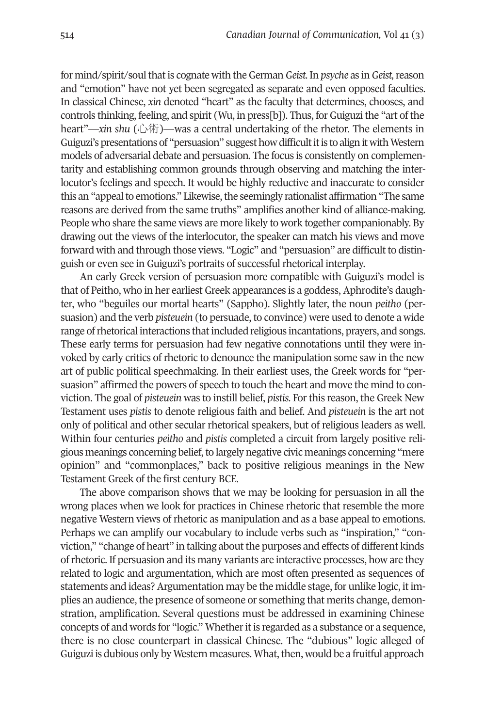for mind/spirit/soul that is cognate with the German *Geist*. In *psyche* as in *Geist*, reason and "emotion" have not yet been segregated as separate and even opposed faculties. In classical Chinese, *xin* denoted "heart" as the faculty that determines, chooses, and controls thinking, feeling, and spirit (Wu, in press[b]). Thus, for Guiguzi the "art of the heart"—*xin shu* (心術)—was a central undertaking of the rhetor. The elements in Guiguzi's presentations of "persuasion" suggest how difficult it is to align it with Western models of adversarial debate and persuasion. The focus is consistently on complementarity and establishing common grounds through observing and matching the interlocutor's feelings and speech. It would be highly reductive and inaccurate to consider this an "appeal to emotions." Likewise, the seemingly rationalist affirmation "The same reasons are derived from the same truths" amplifies another kind of alliance-making. People who share the same views are more likely to work together companionably. By drawing out the views of the interlocutor, the speaker can match his views and move forward with and through those views. "Logic" and "persuasion" are difficult to distinguish or even see in Guiguzi's portraits of successful rhetorical interplay.

An early Greek version of persuasion more compatible with Guiguzi's model is that of Peitho, who in her earliest Greek appearances is a goddess, Aphrodite's daughter, who "beguiles our mortal hearts" (Sappho). Slightly later, the noun *peitho* (persuasion) and the verb *pisteuein* (to persuade, to convince) were used to denote a wide range of rhetorical interactions that included religious incantations, prayers, and songs. These early terms for persuasion had few negative connotations until they were invoked by early critics of rhetoric to denounce the manipulation some saw in the new art of public political speechmaking. In their earliest uses, the Greek words for "persuasion" affirmed the powers of speech to touch the heart and move the mind to conviction. The goal of *pisteuein* was to instill belief, *pistis*. For this reason, the Greek New Testament uses *pistis* to denote religious faith and belief. And *pisteuein* is the art not only of political and other secular rhetorical speakers, but of religious leaders as well. Within four centuries *peitho* and *pistis* completed a circuit from largely positive religious meanings concerning belief, to largely negative civic meanings concerning "mere opinion" and "commonplaces," back to positive religious meanings in the New Testament Greek of the first century BCE.

The above comparison shows that we may be looking for persuasion in all the wrong places when we look for practices in Chinese rhetoric that resemble the more negative Western views of rhetoric as manipulation and as a base appeal to emotions. Perhaps we can amplify our vocabulary to include verbs such as "inspiration," "conviction," "change of heart" in talking about the purposes and effects of different kinds of rhetoric. If persuasion and its many variants are interactive processes, how are they related to logic and argumentation, which are most often presented as sequences of statements and ideas? Argumentation may be the middle stage, for unlike logic, it implies an audience, the presence of someone or something that merits change, demonstration, amplification. Several questions must be addressed in examining Chinese concepts of and words for "logic." Whether it is regarded as a substance or a sequence, there is no close counterpart in classical Chinese. The "dubious" logic alleged of Guiguzi is dubious only by Western measures. What, then, would be a fruitful approach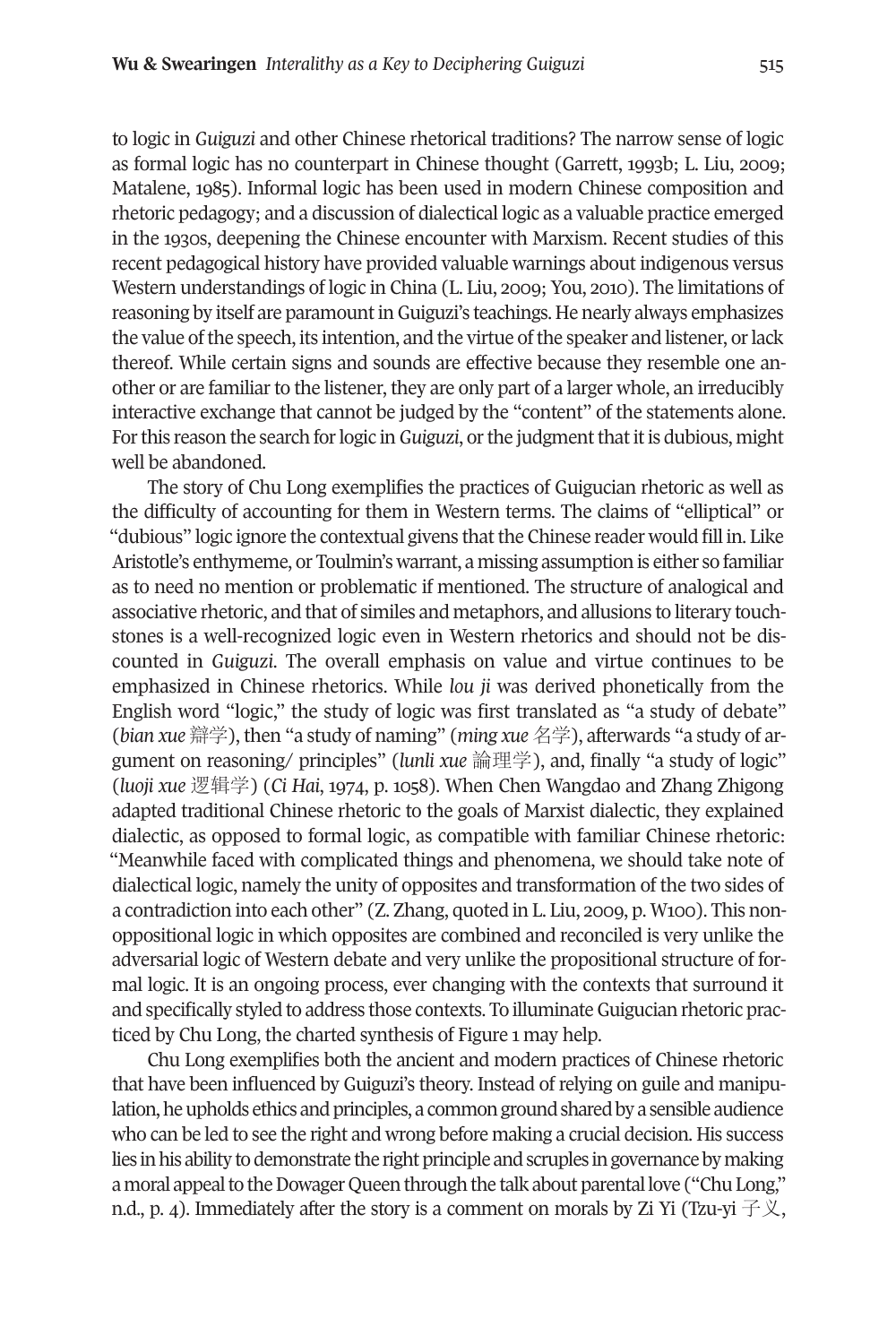to logic in *Guiguzi* and other Chinese rhetorical traditions? The narrow sense of logic as formal logic has no counterpart in Chinese thought (Garrett, 1993b; L. Liu, 2009; Matalene, 1985). Informal logic has been used in modern Chinese composition and rhetoric pedagogy; and a discussion of dialectical logic as a valuable practice emerged in the 1930s, deepening the Chinese encounter with Marxism. Recent studies of this recent pedagogical history have provided valuable warnings about indigenous versus Western understandings of logic in China (L. Liu, 2009; You, 2010). The limitations of reasoning by itself are paramount in Guiguzi's teachings. He nearly always emphasizes the value of the speech, its intention, and the virtue of the speaker and listener, or lack thereof. While certain signs and sounds are effective because they resemble one another or are familiar to the listener, they are only part of a larger whole, an irreducibly interactive exchange that cannot be judged by the "content" of the statements alone. For this reason the search for logic in *Guiguzi*, or the judgment that it is dubious, might well be abandoned.

The story of Chu Long exemplifies the practices of Guigucian rhetoric as well as the difficulty of accounting for them in Western terms. The claims of "elliptical" or "dubious" logic ignore the contextual givens that the Chinese reader would fill in. Like Aristotle's enthymeme, or Toulmin's warrant, a missing assumption is either so familiar as to need no mention or problematic if mentioned. The structure of analogical and associative rhetoric, and that of similes and metaphors, and allusions to literary touchstones is a well-recognized logic even in Western rhetorics and should not be discounted in *Guiguzi*. The overall emphasis on value and virtue continues to be emphasized in Chinese rhetorics. While *lou ji* was derived phonetically from the English word "logic," the study of logic was first translated as "a study of debate" (*bian xue* 辯学), then "a study of naming" (*ming xue* 名学), afterwards "a study of argument on reasoning/ principles" (*lunli xue* 論理学), and, finally "a study of logic" (*luoji xue* 逻辑学) (*Ci Hai*, 1974, p. 1058). When Chen Wangdao and Zhang Zhigong adapted traditional Chinese rhetoric to the goals of Marxist dialectic, they explained dialectic, as opposed to formal logic, as compatible with familiar Chinese rhetoric: "Meanwhile faced with complicated things and phenomena, we should take note of dialectical logic, namely the unity of opposites and transformation of the two sides of a contradiction into each other" (Z. Zhang, quoted in L. Liu, 2009, p. W100). This non-oppositional logic in which opposites are combined and reconciled is very unlike the adversarial logic of Western debate and very unlike the propositional structure of formal logic. It is an ongoing process, ever changing with the contexts that surround it and specifically styled to address those contexts. To illuminate Guigucian rhetoric practiced by Chu Long, the charted synthesis of Figure 1 may help.

Chu Long exemplifies both the ancient and modern practices of Chinese rhetoric that have been influenced by Guiguzi's theory. Instead of relying on guile and manipulation, he upholds ethics and principles, a common ground shared by a sensible audience who can be led to see the right and wrong before making a crucial decision. His success lies in his ability to demonstrate the right principle and scruples in governance by making a moral appeal to the Dowager Queen through the talk about parental love ("Chu Long," n.d., p. 4). Immediately after the story is a comment on morals by Zi Yi (Tzu-yi 子义,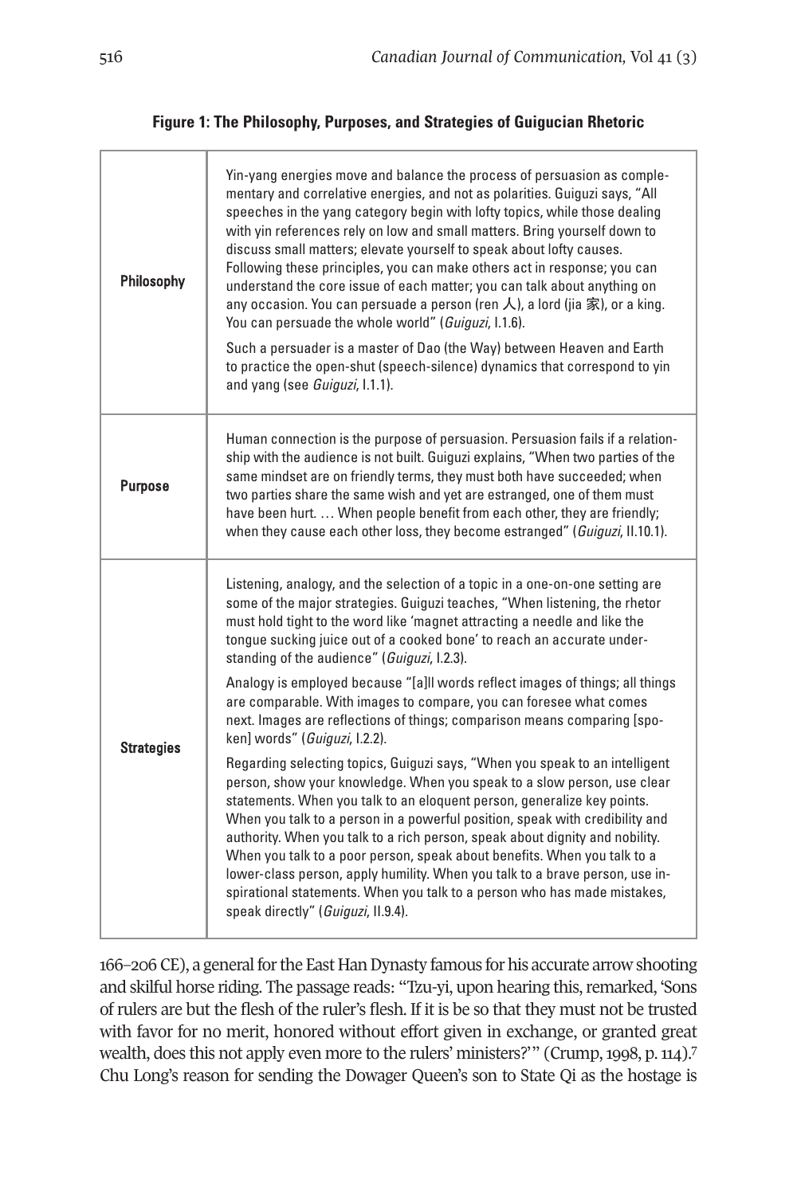**Figure 1: The Philosophy, Purposes, and Strategies of Guigucian Rhetoric**

| | |
|---|---|
| **Philosophy** | Yin-yang energies move and balance the process of persuasion as complementary and correlative energies, and not as polarities. Guiguzi says, "All speeches in the yang category begin with lofty topics, while those dealing with yin references rely on low and small matters. Bring yourself down to discuss small matters; elevate yourself to speak about lofty causes. Following these principles, you can make others act in response; you can understand the core issue of each matter; you can talk about anything on any occasion. You can persuade a person (ren 人), a lord (jia 家), or a king. You can persuade the whole world" (*Guiguzi*, I.1.6).<br><br>Such a persuader is a master of Dao (the Way) between Heaven and Earth to practice the open-shut (speech-silence) dynamics that correspond to yin and yang (see *Guiguzi*, I.1.1). |
| **Purpose** | Human connection is the purpose of persuasion. Persuasion fails if a relationship with the audience is not built. Guiguzi explains, "When two parties of the same mindset are on friendly terms, they must both have succeeded; when two parties share the same wish and yet are estranged, one of them must have been hurt. … When people benefit from each other, they are friendly; when they cause each other loss, they become estranged" (*Guiguzi*, II.10.1). |
| **Strategies** | Listening, analogy, and the selection of a topic in a one-on-one setting are some of the major strategies. Guiguzi teaches, "When listening, the rhetor must hold tight to the word like 'magnet attracting a needle and like the tongue sucking juice out of a cooked bone' to reach an accurate understanding of the audience" (*Guiguzi*, I.2.3).<br><br>Analogy is employed because "[a]ll words reflect images of things; all things are comparable. With images to compare, you can foresee what comes next. Images are reflections of things; comparison means comparing [spoken] words" (*Guiguzi*, I.2.2).<br><br>Regarding selecting topics, Guiguzi says, "When you speak to an intelligent person, show your knowledge. When you speak to a slow person, use clear statements. When you talk to an eloquent person, generalize key points. When you talk to a person in a powerful position, speak with credibility and authority. When you talk to a rich person, speak about dignity and nobility. When you talk to a poor person, speak about benefits. When you talk to a lower-class person, apply humility. When you talk to a brave person, use inspirational statements. When you talk to a person who has made mistakes, speak directly" (*Guiguzi*, II.9.4). |

166–206 CE), a general for the East Han Dynasty famous for his accurate arrow shooting and skilful horse riding. The passage reads: "Tzu-yi, upon hearing this, remarked, 'Sons of rulers are but the flesh of the ruler's flesh. If it is be so that they must not be trusted with favor for no merit, honored without effort given in exchange, or granted great wealth, does this not apply even more to the rulers' ministers?'" (Crump, 1998, p. 114).[7] Chu Long's reason for sending the Dowager Queen's son to State Qi as the hostage is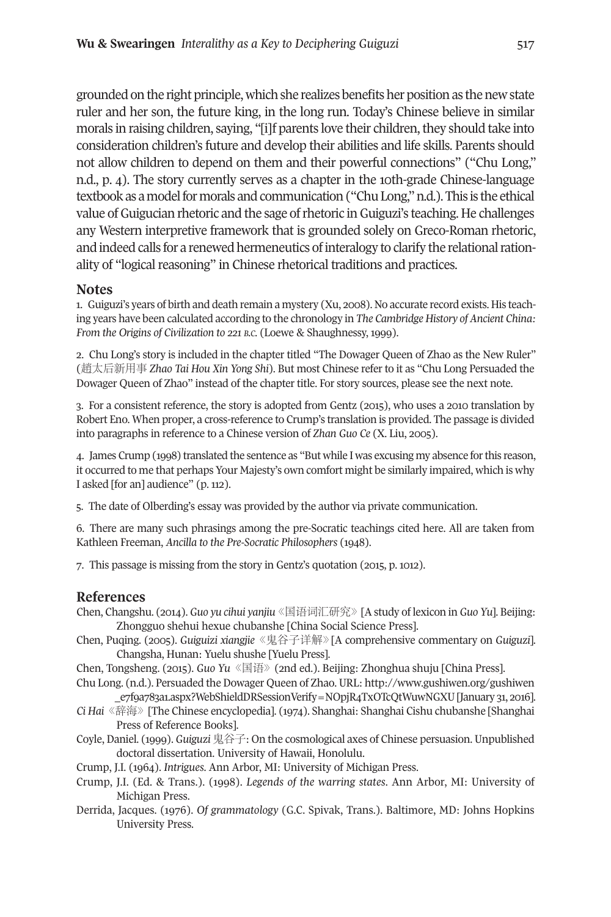grounded on the right principle, which she realizes benefits her position as the new state ruler and her son, the future king, in the long run. Today's Chinese believe in similar morals in raising children, saying, "[i]f parents love their children, they should take into consideration children's future and develop their abilities and life skills. Parents should not allow children to depend on them and their powerful connections" ("Chu Long," n.d., p. 4). The story currently serves as a chapter in the 10th-grade Chinese-language textbook as a model for morals and communication ("Chu Long," n.d.). This is the ethical value of Guigucian rhetoric and the sage of rhetoric in Guiguzi's teaching. He challenges any Western interpretive framework that is grounded solely on Greco-Roman rhetoric, and indeed calls for a renewed hermeneutics of interalogy to clarify the relational rationality of "logical reasoning" in Chinese rhetorical traditions and practices.

## Notes

1. Guiguzi's years of birth and death remain a mystery (Xu, 2008). No accurate record exists. His teaching years have been calculated according to the chronology in *The Cambridge History of Ancient China: From the Origins of Civilization to 221 B.C.* (Loewe & Shaughnessy, 1999).

2. Chu Long's story is included in the chapter titled "The Dowager Queen of Zhao as the New Ruler" (趙太后新用事 *Zhao Tai Hou Xin Yong Shi*). But most Chinese refer to it as "Chu Long Persuaded the Dowager Queen of Zhao" instead of the chapter title. For story sources, please see the next note.

3. For a consistent reference, the story is adopted from Gentz (2015), who uses a 2010 translation by Robert Eno. When proper, a cross-reference to Crump's translation is provided. The passage is divided into paragraphs in reference to a Chinese version of *Zhan Guo Ce* (X. Liu, 2005).

4. James Crump (1998) translated the sentence as "But while I was excusing my absence for this reason, it occurred to me that perhaps Your Majesty's own comfort might be similarly impaired, which is why I asked [for an] audience" (p. 112).

5. The date of Olberding's essay was provided by the author via private communication.

6. There are many such phrasings among the pre-Socratic teachings cited here. All are taken from Kathleen Freeman, *Ancilla to the Pre-Socratic Philosophers* (1948).

7. This passage is missing from the story in Gentz's quotation (2015, p. 1012).

## References

Chen, Changshu. (2014). *Guo yu cihui yanjiu* 《国语词汇研究》 [A study of lexicon in *Guo Yu*]. Beijing: Zhongguo shehui hexue chubanshe [China Social Science Press].

Chen, Puqing. (2005). *Guiguizi xiangjie* 《鬼谷子详解》 [A comprehensive commentary on *Guiguzi*]. Changsha, Hunan: Yuelu shushe [Yuelu Press].

Chen, Tongsheng. (2015). *Guo Yu* 《国语》 (2nd ed.). Beijing: Zhonghua shuju [China Press].

Chu Long. (n.d.). Persuaded the Dowager Queen of Zhao. URL: http://www.gushiwen.org/gushiwen_e7f9a783a1.aspx?WebShieldDRSessionVerify=NOpjR4TxOTcQtWuwNGXU [January 31, 2016].

*Ci Hai* 《辞海》 [The Chinese encyclopedia]. (1974). Shanghai: Shanghai Cishu chubanshe [Shanghai Press of Reference Books].

Coyle, Daniel. (1999). *Guiguzi* 鬼谷子: On the cosmological axes of Chinese persuasion. Unpublished doctoral dissertation. University of Hawaii, Honolulu.

Crump, J.I. (1964). *Intrigues*. Ann Arbor, MI: University of Michigan Press.

Crump, J.I. (Ed. & Trans.). (1998). *Legends of the warring states*. Ann Arbor, MI: University of Michigan Press.

Derrida, Jacques. (1976). *Of grammatology* (G.C. Spivak, Trans.). Baltimore, MD: Johns Hopkins University Press.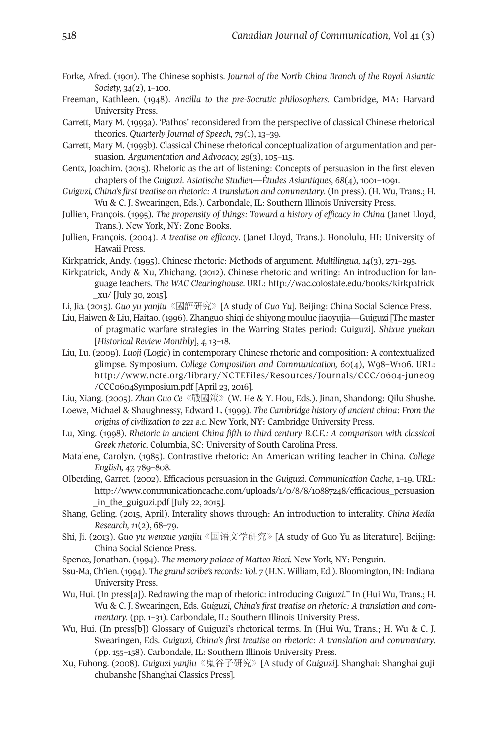Forke, Afred. (1901). The Chinese sophists. *Journal of the North China Branch of the Royal Asiantic Society, 34*(2), 1–100.

Freeman, Kathleen. (1948). *Ancilla to the pre-Socratic philosophers*. Cambridge, MA: Harvard University Press.

Garrett, Mary M. (1993a). 'Pathos' reconsidered from the perspective of classical Chinese rhetorical theories. *Quarterly Journal of Speech, 79*(1), 13–39.

Garrett, Mary M. (1993b). Classical Chinese rhetorical conceptualization of argumentation and persuasion. *Argumentation and Advocacy, 29*(3), 105–115.

Gentz, Joachim. (2015). Rhetoric as the art of listening: Concepts of persuasion in the first eleven chapters of the *Guiguzi*. *Asiatische Studien—Études Asiantiques, 68*(4), 1001–1091.

*Guiguzi, China's first treatise on rhetoric: A translation and commentary*. (In press). (H. Wu, Trans.; H. Wu & C. J. Swearingen, Eds.). Carbondale, IL: Southern Illinois University Press.

Jullien, François. (1995). *The propensity of things: Toward a history of efficacy in China* (Janet Lloyd, Trans.). New York, NY: Zone Books.

Jullien, François. (2004). *A treatise on efficacy*. (Janet Lloyd, Trans.). Honolulu, HI: University of Hawaii Press.

Kirkpatrick, Andy. (1995). Chinese rhetoric: Methods of argument. *Multilingua, 14*(3), 271–295.

Kirkpatrick, Andy & Xu, Zhichang. (2012). Chinese rhetoric and writing: An introduction for language teachers. *The WAC Clearinghouse*. URL: http://wac.colostate.edu/books/kirkpatrick_xu/ [July 30, 2015].

Li, Jia. (2015). *Guo yu yanjiu*《國語研究》[A study of *Guo Yu*]. Beijing: China Social Science Press.

Liu, Haiwen & Liu, Haitao. (1996). Zhanguo shiqi de shiyong moulue jiaoyujia—Guiguzi [The master of pragmatic warfare strategies in the Warring States period: Guiguzi]. *Shixue yuekan* [*Historical Review Monthly*], *4*, 13–18.

Liu, Lu. (2009). *Luoji* (Logic) in contemporary Chinese rhetoric and composition: A contextualized glimpse. Symposium. *College Composition and Communication, 60*(4), W98–W106. URL: http://www.ncte.org/library/NCTEFiles/Resources/Journals/CCC/0604-june09/CCC0604Symposium.pdf [April 23, 2016].

Liu, Xiang. (2005). *Zhan Guo Ce*《戰國策》(W. He & Y. Hou, Eds.). Jinan, Shandong: Qilu Shushe.

Loewe, Michael & Shaughnessy, Edward L. (1999). *The Cambridge history of ancient china: From the origins of civilization to 221 B.C.* New York, NY: Cambridge University Press.

Lu, Xing. (1998). *Rhetoric in ancient China fifth to third century B.C.E.: A comparison with classical Greek rhetoric*. Columbia, SC: University of South Carolina Press.

Matalene, Carolyn. (1985). Contrastive rhetoric: An American writing teacher in China. *College English, 47*, 789–808.

Olberding, Garret. (2002). Efficacious persuasion in the *Guiguzi*. *Communication Cache*, 1–19. URL: http://www.communicationcache.com/uploads/1/0/8/8/10887248/efficacious_persuasion_in_the_guiguzi.pdf [July 22, 2015].

Shang, Geling. (2015, April). Interality shows through: An introduction to interality. *China Media Research, 11*(2), 68–79.

Shi, Ji. (2013). *Guo yu wenxue yanjiu*《国语文学研究》[A study of Guo Yu as literature]. Beijing: China Social Science Press.

Spence, Jonathan. (1994). *The memory palace of Matteo Ricci.* New York, NY: Penguin.

Ssu-Ma, Ch'ien. (1994). *The grand scribe's records: Vol. 7* (H.N. William, Ed.). Bloomington, IN: Indiana University Press.

Wu, Hui. (In press[a]). Redrawing the map of rhetoric: introducing *Guiguzi*." In (Hui Wu, Trans.; H. Wu & C. J. Swearingen, Eds. *Guiguzi, China's first treatise on rhetoric: A translation and commentary*. (pp. 1–31). Carbondale, IL: Southern Illinois University Press.

Wu, Hui. (In press[b]) Glossary of Guiguzi's rhetorical terms. In (Hui Wu, Trans.; H. Wu & C. J. Swearingen, Eds. *Guiguzi, China's first treatise on rhetoric: A translation and commentary*. (pp. 155–158). Carbondale, IL: Southern Illinois University Press.

Xu, Fuhong. (2008). *Guiguzi yanjiu*《鬼谷子研究》[A study of *Guiguzi*]. Shanghai: Shanghai guji chubanshe [Shanghai Classics Press].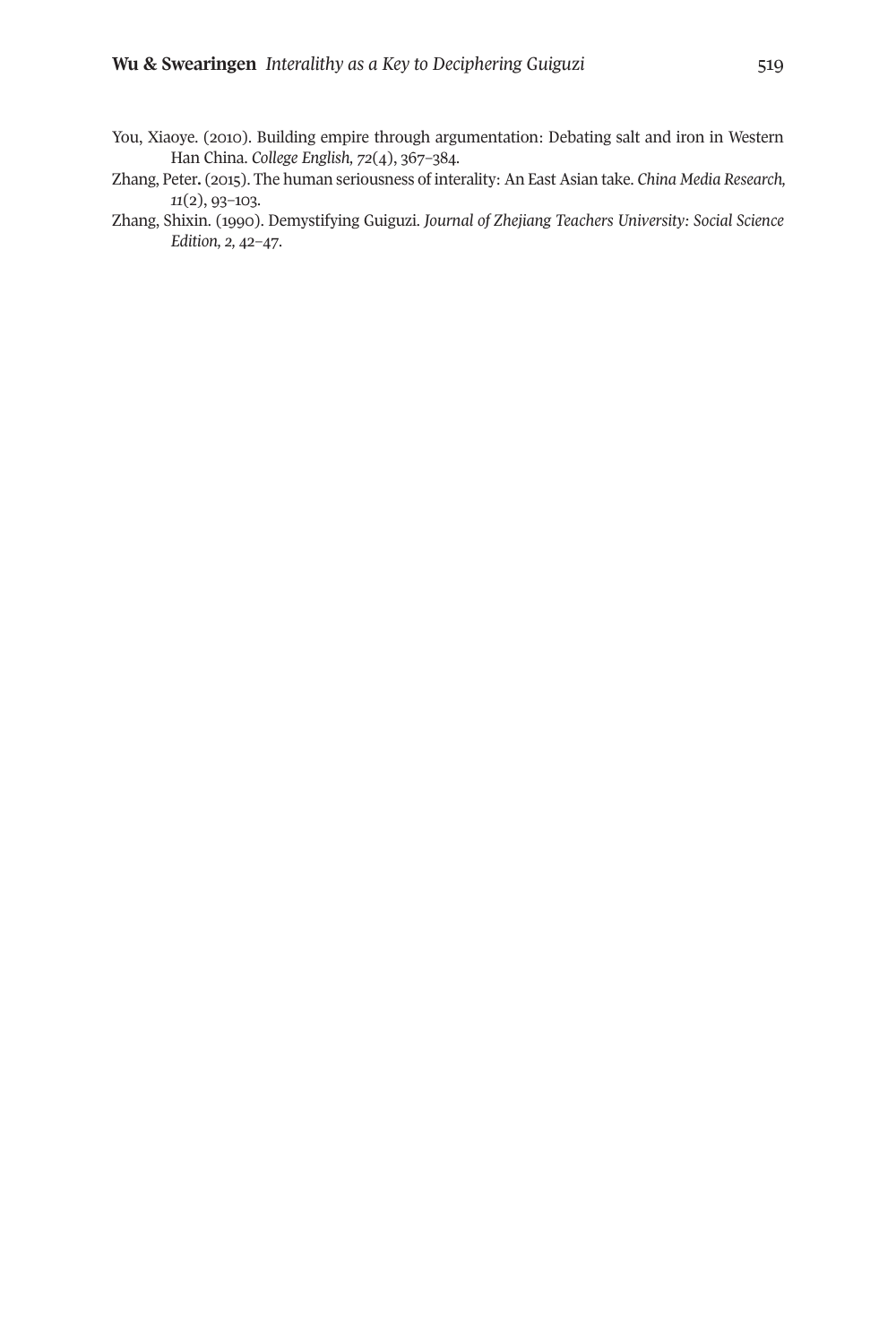You, Xiaoye. (2010). Building empire through argumentation: Debating salt and iron in Western Han China. *College English, 72*(4), 367–384.

Zhang, Peter**.** (2015). The human seriousness of interality: An East Asian take. *China Media Research, 11*(2), 93–103.

Zhang, Shixin. (1990). Demystifying Guiguzi. *Journal of Zhejiang Teachers University: Social Science Edition, 2,* 42–47.